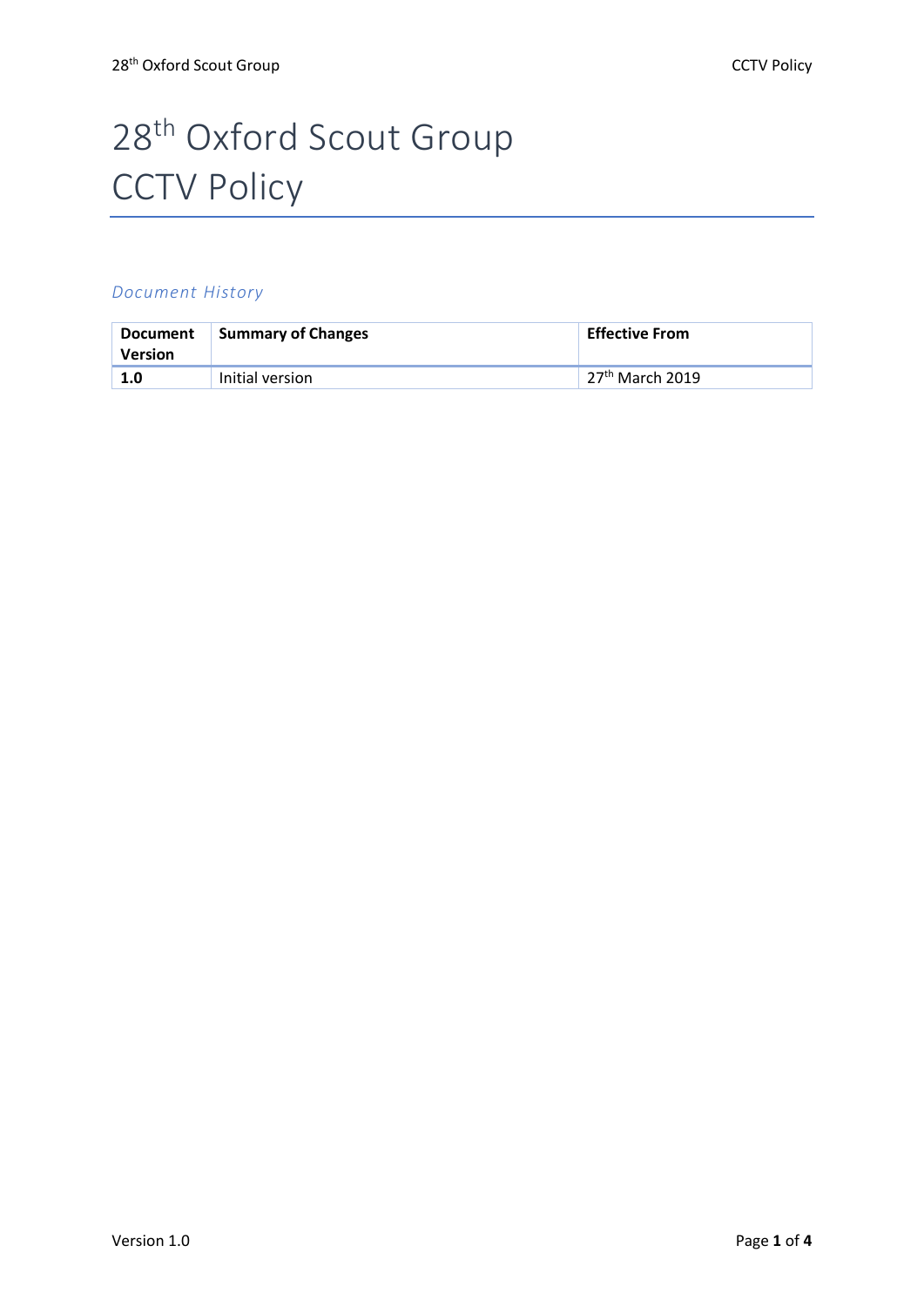# 28th Oxford Scout Group
# CCTV Policy

### *Document History*

| Document Version | Summary of Changes | Effective From |
|---|---|---|
| **1.0** | Initial version | 27th March 2019 |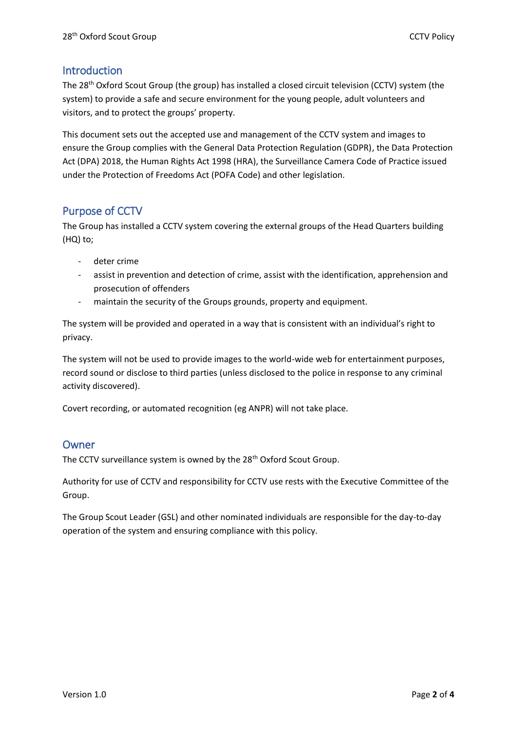## Introduction

The 28th Oxford Scout Group (the group) has installed a closed circuit television (CCTV) system (the system) to provide a safe and secure environment for the young people, adult volunteers and visitors, and to protect the groups' property.

This document sets out the accepted use and management of the CCTV system and images to ensure the Group complies with the General Data Protection Regulation (GDPR), the Data Protection Act (DPA) 2018, the Human Rights Act 1998 (HRA), the Surveillance Camera Code of Practice issued under the Protection of Freedoms Act (POFA Code) and other legislation.

## Purpose of CCTV

The Group has installed a CCTV system covering the external groups of the Head Quarters building (HQ) to;

- deter crime
- assist in prevention and detection of crime, assist with the identification, apprehension and prosecution of offenders
- maintain the security of the Groups grounds, property and equipment.

The system will be provided and operated in a way that is consistent with an individual's right to privacy.

The system will not be used to provide images to the world-wide web for entertainment purposes, record sound or disclose to third parties (unless disclosed to the police in response to any criminal activity discovered).

Covert recording, or automated recognition (eg ANPR) will not take place.

## Owner

The CCTV surveillance system is owned by the 28th Oxford Scout Group.

Authority for use of CCTV and responsibility for CCTV use rests with the Executive Committee of the Group.

The Group Scout Leader (GSL) and other nominated individuals are responsible for the day-to-day operation of the system and ensuring compliance with this policy.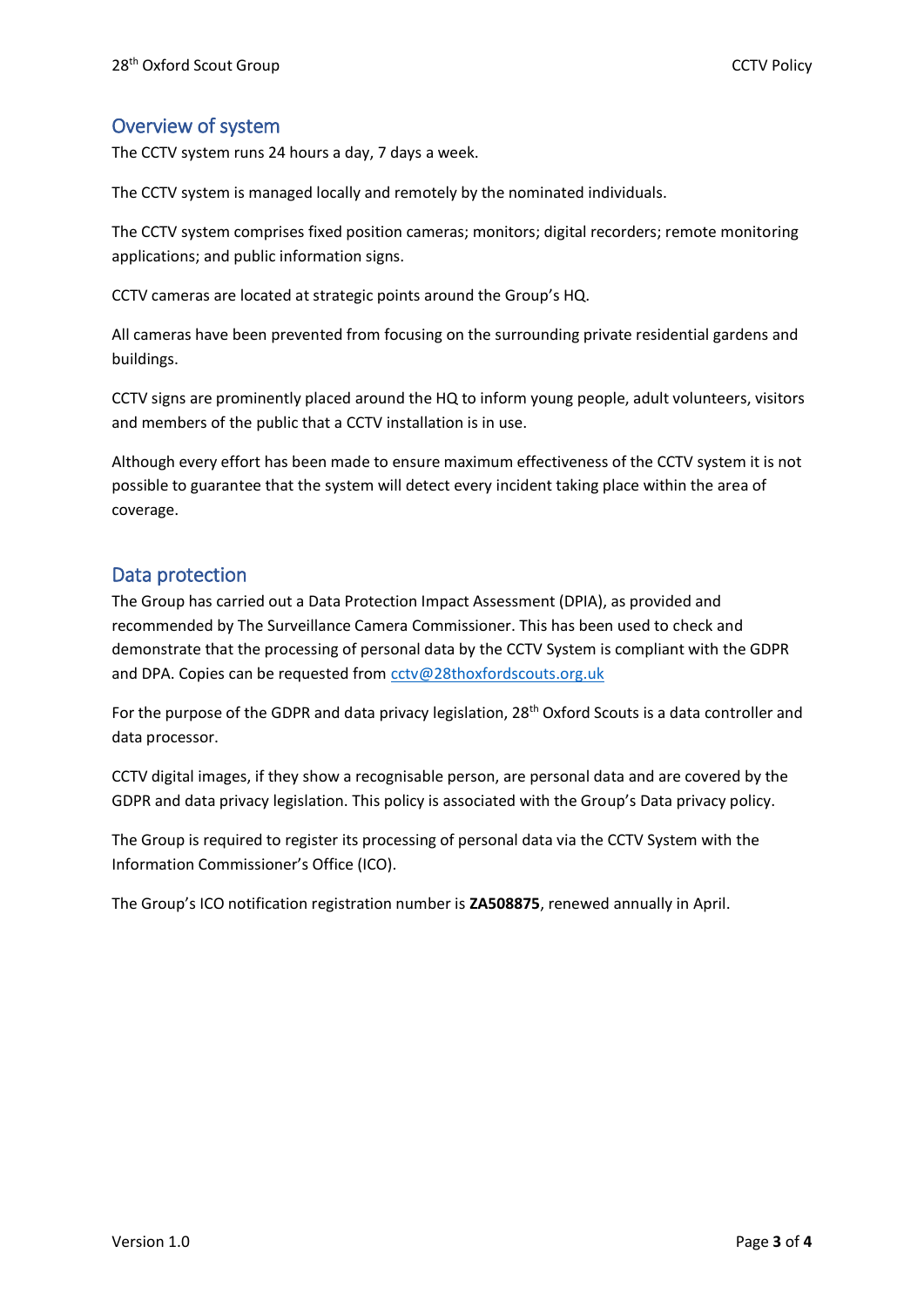## Overview of system

The CCTV system runs 24 hours a day, 7 days a week.

The CCTV system is managed locally and remotely by the nominated individuals.

The CCTV system comprises fixed position cameras; monitors; digital recorders; remote monitoring applications; and public information signs.

CCTV cameras are located at strategic points around the Group's HQ.

All cameras have been prevented from focusing on the surrounding private residential gardens and buildings.

CCTV signs are prominently placed around the HQ to inform young people, adult volunteers, visitors and members of the public that a CCTV installation is in use.

Although every effort has been made to ensure maximum effectiveness of the CCTV system it is not possible to guarantee that the system will detect every incident taking place within the area of coverage.

## Data protection

The Group has carried out a Data Protection Impact Assessment (DPIA), as provided and recommended by The Surveillance Camera Commissioner. This has been used to check and demonstrate that the processing of personal data by the CCTV System is compliant with the GDPR and DPA. Copies can be requested from cctv@28thoxfordscouts.org.uk

For the purpose of the GDPR and data privacy legislation, 28th Oxford Scouts is a data controller and data processor.

CCTV digital images, if they show a recognisable person, are personal data and are covered by the GDPR and data privacy legislation. This policy is associated with the Group's Data privacy policy.

The Group is required to register its processing of personal data via the CCTV System with the Information Commissioner's Office (ICO).

The Group's ICO notification registration number is **ZA508875**, renewed annually in April.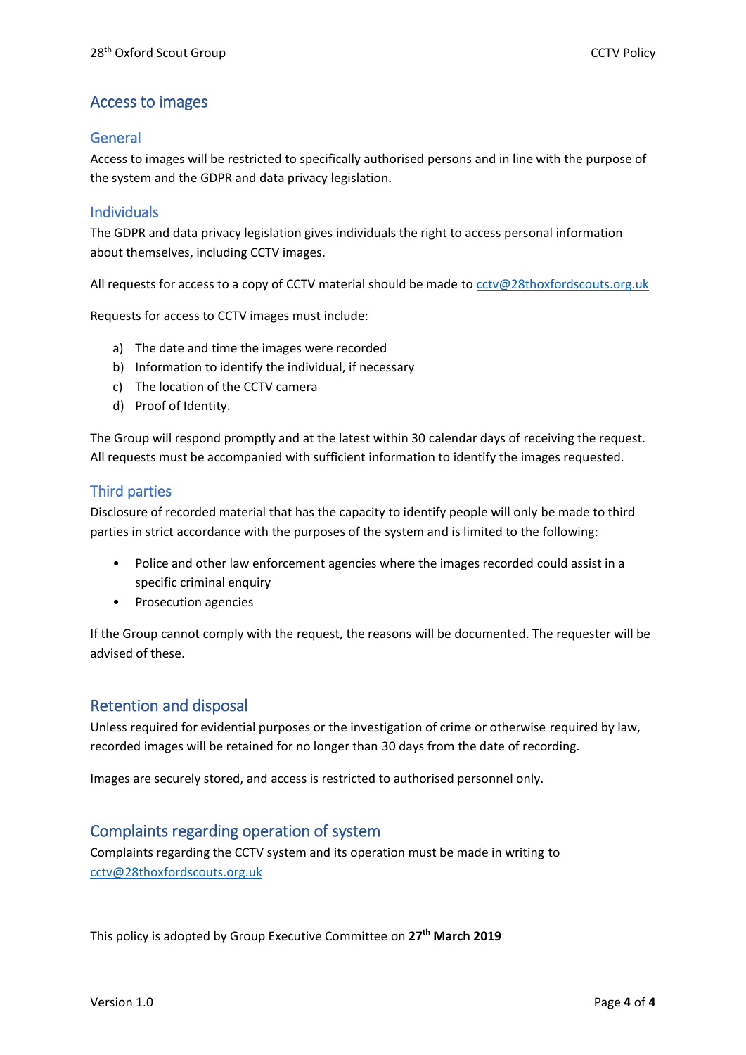## Access to images

### General

Access to images will be restricted to specifically authorised persons and in line with the purpose of the system and the GDPR and data privacy legislation.

### Individuals

The GDPR and data privacy legislation gives individuals the right to access personal information about themselves, including CCTV images.

All requests for access to a copy of CCTV material should be made to cctv@28thoxfordscouts.org.uk

Requests for access to CCTV images must include:

a) The date and time the images were recorded
b) Information to identify the individual, if necessary
c) The location of the CCTV camera
d) Proof of Identity.

The Group will respond promptly and at the latest within 30 calendar days of receiving the request. All requests must be accompanied with sufficient information to identify the images requested.

### Third parties

Disclosure of recorded material that has the capacity to identify people will only be made to third parties in strict accordance with the purposes of the system and is limited to the following:

- Police and other law enforcement agencies where the images recorded could assist in a specific criminal enquiry
- Prosecution agencies

If the Group cannot comply with the request, the reasons will be documented. The requester will be advised of these.

## Retention and disposal

Unless required for evidential purposes or the investigation of crime or otherwise required by law, recorded images will be retained for no longer than 30 days from the date of recording.

Images are securely stored, and access is restricted to authorised personnel only.

## Complaints regarding operation of system

Complaints regarding the CCTV system and its operation must be made in writing to cctv@28thoxfordscouts.org.uk

This policy is adopted by Group Executive Committee on **27th March 2019**

Version 1.0